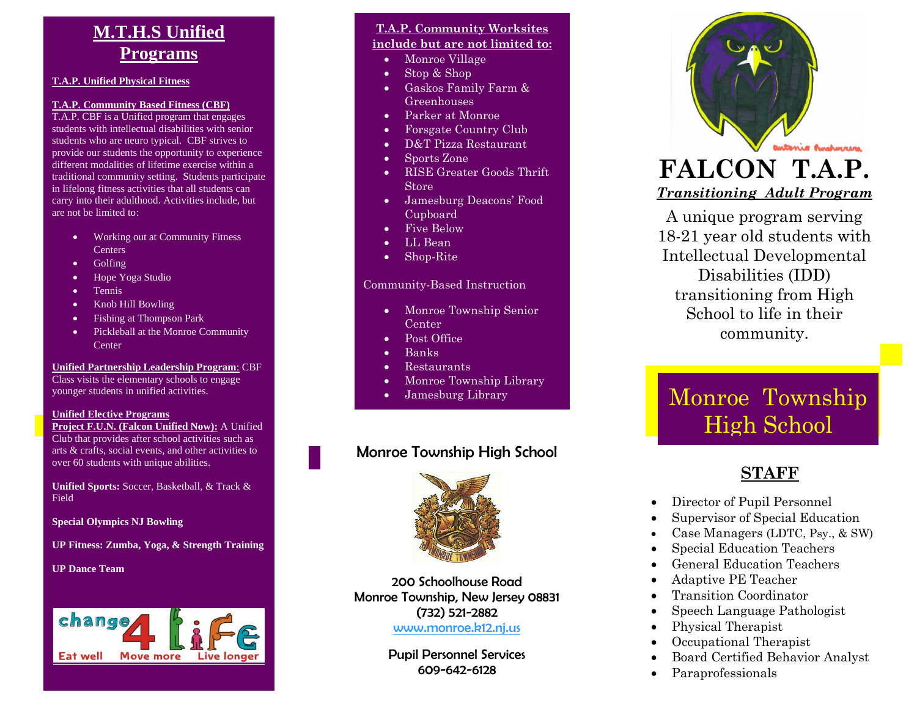# M.T.H.S Unified Programs

**T.A.P. Unified Physical Fitness**

**T.A.P. Community Based Fitness (CBF)**

T.A.P. CBF is a Unified program that engages students with intellectual disabilities with senior students who are neuro typical. CBF strives to provide our students the opportunity to experience different modalities of lifetime exercise within a traditional community setting. Students participate in lifelong fitness activities that all students can carry into their adulthood. Activities include, but are not be limited to:

- Working out at Community Fitness Centers
- Golfing
- Hope Yoga Studio
- Tennis
- Knob Hill Bowling
- Fishing at Thompson Park
- Pickleball at the Monroe Community Center

**Unified Partnership Leadership Program**: CBF Class visits the elementary schools to engage younger students in unified activities.

**Unified Elective Programs**

**Project F.U.N. (Falcon Unified Now):** A Unified Club that provides after school activities such as arts & crafts, social events, and other activities to over 60 students with unique abilities.

**Unified Sports:** Soccer, Basketball, & Track & Field

**Special Olympics NJ Bowling**

**UP Fitness: Zumba, Yoga, & Strength Training**

**UP Dance Team**

change4Life — Eat well · Move more · Live longer

**T.A.P. Community Worksites include but are not limited to:**

- Monroe Village
- Stop & Shop
- Gaskos Family Farm & Greenhouses
- Parker at Monroe
- Forsgate Country Club
- D&T Pizza Restaurant
- Sports Zone
- RISE Greater Goods Thrift Store
- Jamesburg Deacons' Food Cupboard
- Five Below
- LL Bean
- Shop-Rite

Community-Based Instruction

- Monroe Township Senior Center
- Post Office
- Banks
- Restaurants
- Monroe Township Library
- Jamesburg Library

## Monroe Township High School

200 Schoolhouse Road
Monroe Township, New Jersey 08831
(732) 521-2882
www.monroe.k12.nj.us

Pupil Personnel Services
609-642-6128

# FALCON T.A.P.

***Transitioning Adult Program***

A unique program serving 18-21 year old students with Intellectual Developmental Disabilities (IDD) transitioning from High School to life in their community.

## Monroe Township High School

## STAFF

- Director of Pupil Personnel
- Supervisor of Special Education
- Case Managers (LDTC, Psy., & SW)
- Special Education Teachers
- General Education Teachers
- Adaptive PE Teacher
- Transition Coordinator
- Speech Language Pathologist
- Physical Therapist
- Occupational Therapist
- Board Certified Behavior Analyst
- Paraprofessionals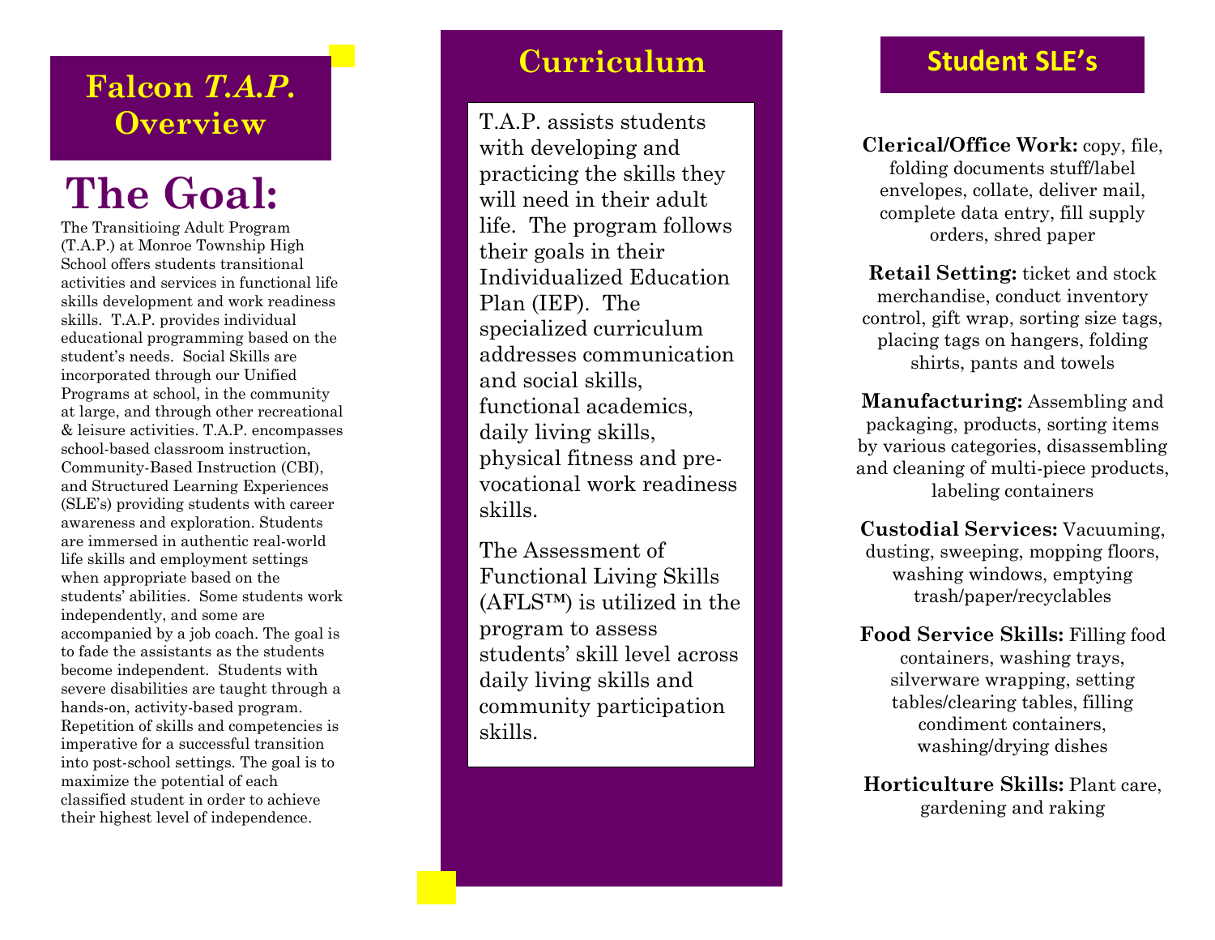## Falcon *T.A.P.* Overview

# The Goal:

The Transitioing Adult Program (T.A.P.) at Monroe Township High School offers students transitional activities and services in functional life skills development and work readiness skills. T.A.P. provides individual educational programming based on the student's needs. Social Skills are incorporated through our Unified Programs at school, in the community at large, and through other recreational & leisure activities. T.A.P. encompasses school-based classroom instruction, Community-Based Instruction (CBI), and Structured Learning Experiences (SLE's) providing students with career awareness and exploration. Students are immersed in authentic real-world life skills and employment settings when appropriate based on the students' abilities. Some students work independently, and some are accompanied by a job coach. The goal is to fade the assistants as the students become independent. Students with severe disabilities are taught through a hands-on, activity-based program. Repetition of skills and competencies is imperative for a successful transition into post-school settings. The goal is to maximize the potential of each classified student in order to achieve their highest level of independence.

## Curriculum

T.A.P. assists students with developing and practicing the skills they will need in their adult life. The program follows their goals in their Individualized Education Plan (IEP). The specialized curriculum addresses communication and social skills, functional academics, daily living skills, physical fitness and pre-vocational work readiness skills.

The Assessment of Functional Living Skills (AFLS™) is utilized in the program to assess students' skill level across daily living skills and community participation skills.

## Student SLE's

**Clerical/Office Work:** copy, file, folding documents stuff/label envelopes, collate, deliver mail, complete data entry, fill supply orders, shred paper

**Retail Setting:** ticket and stock merchandise, conduct inventory control, gift wrap, sorting size tags, placing tags on hangers, folding shirts, pants and towels

**Manufacturing:** Assembling and packaging, products, sorting items by various categories, disassembling and cleaning of multi-piece products, labeling containers

**Custodial Services:** Vacuuming, dusting, sweeping, mopping floors, washing windows, emptying trash/paper/recyclables

**Food Service Skills:** Filling food containers, washing trays, silverware wrapping, setting tables/clearing tables, filling condiment containers, washing/drying dishes

**Horticulture Skills:** Plant care, gardening and raking